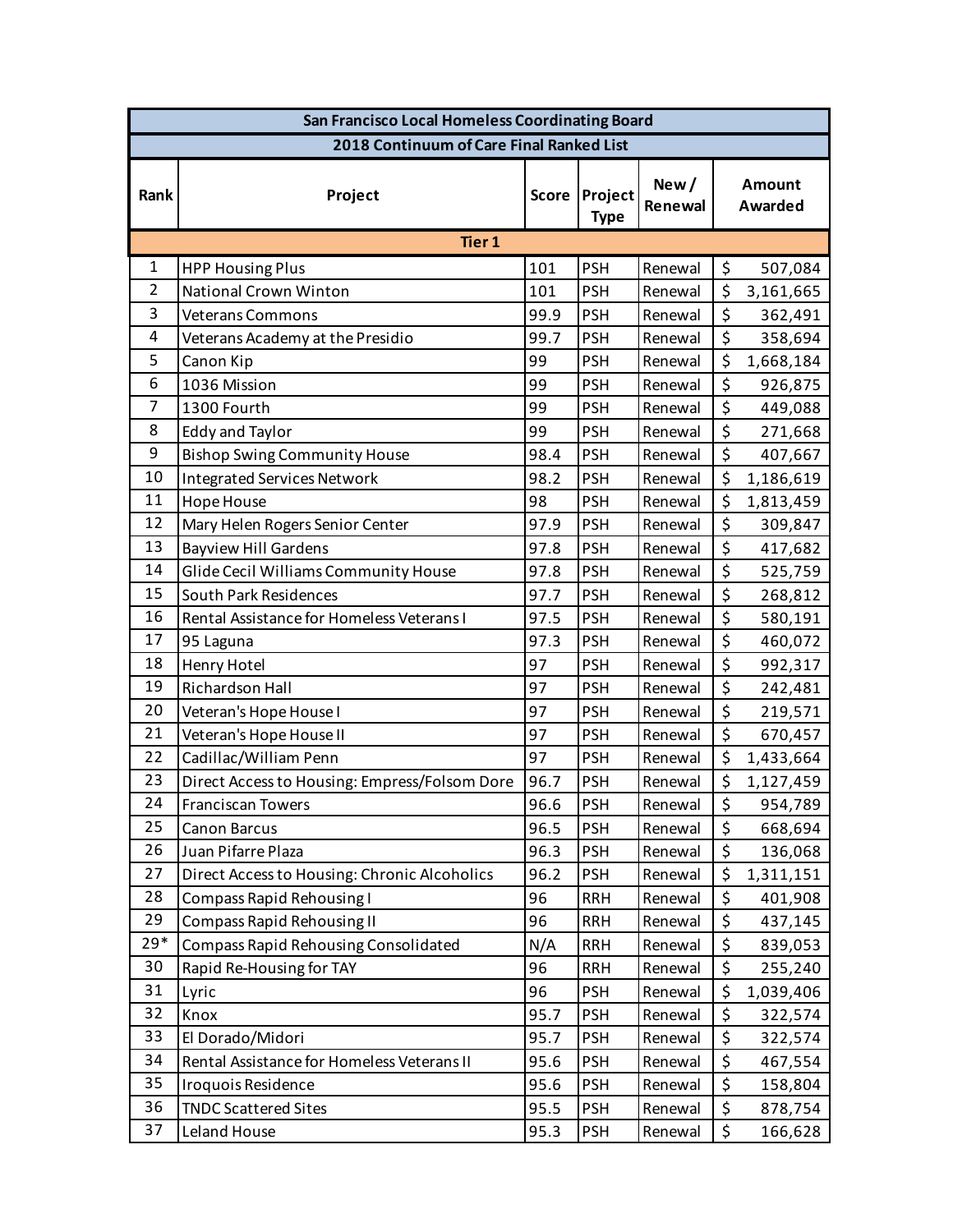| San Francisco Local Homeless Coordinating Board | | | | | |
|---|---|---|---|---|---|
| 2018 Continuum of Care Final Ranked List | | | | | |
| Rank | Project | Score | Project Type | New / Renewal | Amount Awarded |
| Tier 1 | | | | | |
| 1 | HPP Housing Plus | 101 | PSH | Renewal | $ 507,084 |
| 2 | National Crown Winton | 101 | PSH | Renewal | $ 3,161,665 |
| 3 | Veterans Commons | 99.9 | PSH | Renewal | $ 362,491 |
| 4 | Veterans Academy at the Presidio | 99.7 | PSH | Renewal | $ 358,694 |
| 5 | Canon Kip | 99 | PSH | Renewal | $ 1,668,184 |
| 6 | 1036 Mission | 99 | PSH | Renewal | $ 926,875 |
| 7 | 1300 Fourth | 99 | PSH | Renewal | $ 449,088 |
| 8 | Eddy and Taylor | 99 | PSH | Renewal | $ 271,668 |
| 9 | Bishop Swing Community House | 98.4 | PSH | Renewal | $ 407,667 |
| 10 | Integrated Services Network | 98.2 | PSH | Renewal | $ 1,186,619 |
| 11 | Hope House | 98 | PSH | Renewal | $ 1,813,459 |
| 12 | Mary Helen Rogers Senior Center | 97.9 | PSH | Renewal | $ 309,847 |
| 13 | Bayview Hill Gardens | 97.8 | PSH | Renewal | $ 417,682 |
| 14 | Glide Cecil Williams Community House | 97.8 | PSH | Renewal | $ 525,759 |
| 15 | South Park Residences | 97.7 | PSH | Renewal | $ 268,812 |
| 16 | Rental Assistance for Homeless Veterans I | 97.5 | PSH | Renewal | $ 580,191 |
| 17 | 95 Laguna | 97.3 | PSH | Renewal | $ 460,072 |
| 18 | Henry Hotel | 97 | PSH | Renewal | $ 992,317 |
| 19 | Richardson Hall | 97 | PSH | Renewal | $ 242,481 |
| 20 | Veteran's Hope House I | 97 | PSH | Renewal | $ 219,571 |
| 21 | Veteran's Hope House II | 97 | PSH | Renewal | $ 670,457 |
| 22 | Cadillac/William Penn | 97 | PSH | Renewal | $ 1,433,664 |
| 23 | Direct Access to Housing: Empress/Folsom Dore | 96.7 | PSH | Renewal | $ 1,127,459 |
| 24 | Franciscan Towers | 96.6 | PSH | Renewal | $ 954,789 |
| 25 | Canon Barcus | 96.5 | PSH | Renewal | $ 668,694 |
| 26 | Juan Pifarre Plaza | 96.3 | PSH | Renewal | $ 136,068 |
| 27 | Direct Access to Housing: Chronic Alcoholics | 96.2 | PSH | Renewal | $ 1,311,151 |
| 28 | Compass Rapid Rehousing I | 96 | RRH | Renewal | $ 401,908 |
| 29 | Compass Rapid Rehousing II | 96 | RRH | Renewal | $ 437,145 |
| 29* | Compass Rapid Rehousing Consolidated | N/A | RRH | Renewal | $ 839,053 |
| 30 | Rapid Re-Housing for TAY | 96 | RRH | Renewal | $ 255,240 |
| 31 | Lyric | 96 | PSH | Renewal | $ 1,039,406 |
| 32 | Knox | 95.7 | PSH | Renewal | $ 322,574 |
| 33 | El Dorado/Midori | 95.7 | PSH | Renewal | $ 322,574 |
| 34 | Rental Assistance for Homeless Veterans II | 95.6 | PSH | Renewal | $ 467,554 |
| 35 | Iroquois Residence | 95.6 | PSH | Renewal | $ 158,804 |
| 36 | TNDC Scattered Sites | 95.5 | PSH | Renewal | $ 878,754 |
| 37 | Leland House | 95.3 | PSH | Renewal | $ 166,628 |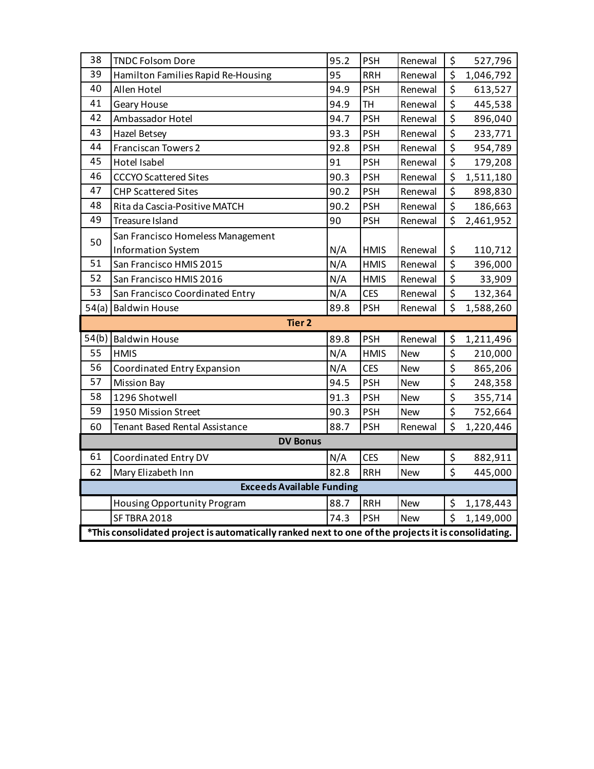| | | | | | |
|---|---|---|---|---|---|
| 38 | TNDC Folsom Dore | 95.2 | PSH | Renewal | $ 527,796 |
| 39 | Hamilton Families Rapid Re-Housing | 95 | RRH | Renewal | $ 1,046,792 |
| 40 | Allen Hotel | 94.9 | PSH | Renewal | $ 613,527 |
| 41 | Geary House | 94.9 | TH | Renewal | $ 445,538 |
| 42 | Ambassador Hotel | 94.7 | PSH | Renewal | $ 896,040 |
| 43 | Hazel Betsey | 93.3 | PSH | Renewal | $ 233,771 |
| 44 | Franciscan Towers 2 | 92.8 | PSH | Renewal | $ 954,789 |
| 45 | Hotel Isabel | 91 | PSH | Renewal | $ 179,208 |
| 46 | CCCYO Scattered Sites | 90.3 | PSH | Renewal | $ 1,511,180 |
| 47 | CHP Scattered Sites | 90.2 | PSH | Renewal | $ 898,830 |
| 48 | Rita da Cascia-Positive MATCH | 90.2 | PSH | Renewal | $ 186,663 |
| 49 | Treasure Island | 90 | PSH | Renewal | $ 2,461,952 |
| 50 | San Francisco Homeless Management Information System | N/A | HMIS | Renewal | $ 110,712 |
| 51 | San Francisco HMIS 2015 | N/A | HMIS | Renewal | $ 396,000 |
| 52 | San Francisco HMIS 2016 | N/A | HMIS | Renewal | $ 33,909 |
| 53 | San Francisco Coordinated Entry | N/A | CES | Renewal | $ 132,364 |
| 54(a) | Baldwin House | 89.8 | PSH | Renewal | $ 1,588,260 |
| **Tier 2** | | | | | |
| 54(b) | Baldwin House | 89.8 | PSH | Renewal | $ 1,211,496 |
| 55 | HMIS | N/A | HMIS | New | $ 210,000 |
| 56 | Coordinated Entry Expansion | N/A | CES | New | $ 865,206 |
| 57 | Mission Bay | 94.5 | PSH | New | $ 248,358 |
| 58 | 1296 Shotwell | 91.3 | PSH | New | $ 355,714 |
| 59 | 1950 Mission Street | 90.3 | PSH | New | $ 752,664 |
| 60 | Tenant Based Rental Assistance | 88.7 | PSH | Renewal | $ 1,220,446 |
| **DV Bonus** | | | | | |
| 61 | Coordinated Entry DV | N/A | CES | New | $ 882,911 |
| 62 | Mary Elizabeth Inn | 82.8 | RRH | New | $ 445,000 |
| **Exceeds Available Funding** | | | | | |
| | Housing Opportunity Program | 88.7 | RRH | New | $ 1,178,443 |
| | SF TBRA 2018 | 74.3 | PSH | New | $ 1,149,000 |

***This consolidated project is automatically ranked next to one of the projects it is consolidating.**